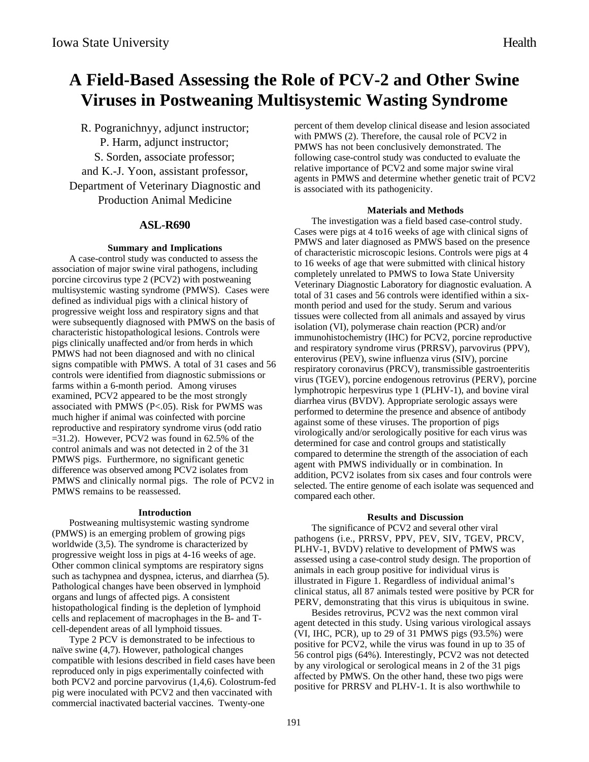# A Field-Based Assessing the Role of PCV-2 and Other Swine Viruses in Postweaning Multisystemic Wasting Syndrome

R. Pogranichnyy, adjunct instructor;
P. Harm, adjunct instructor;
S. Sorden, associate professor;
and K.-J. Yoon, assistant professor,
Department of Veterinary Diagnostic and Production Animal Medicine

## ASL-R690

### Summary and Implications

A case-control study was conducted to assess the association of major swine viral pathogens, including porcine circovirus type 2 (PCV2) with postweaning multisystemic wasting syndrome (PMWS). Cases were defined as individual pigs with a clinical history of progressive weight loss and respiratory signs and that were subsequently diagnosed with PMWS on the basis of characteristic histopathological lesions. Controls were pigs clinically unaffected and/or from herds in which PMWS had not been diagnosed and with no clinical signs compatible with PMWS. A total of 31 cases and 56 controls were identified from diagnostic submissions or farms within a 6-month period. Among viruses examined, PCV2 appeared to be the most strongly associated with PMWS ($P<.05$). Risk for PWMS was much higher if animal was coinfected with porcine reproductive and respiratory syndrome virus (odd ratio =31.2). However, PCV2 was found in 62.5% of the control animals and was not detected in 2 of the 31 PMWS pigs. Furthermore, no significant genetic difference was observed among PCV2 isolates from PMWS and clinically normal pigs. The role of PCV2 in PMWS remains to be reassessed.

### Introduction

Postweaning multisystemic wasting syndrome (PMWS) is an emerging problem of growing pigs worldwide (3,5). The syndrome is characterized by progressive weight loss in pigs at 4-16 weeks of age. Other common clinical symptoms are respiratory signs such as tachypnea and dyspnea, icterus, and diarrhea (5). Pathological changes have been observed in lymphoid organs and lungs of affected pigs. A consistent histopathological finding is the depletion of lymphoid cells and replacement of macrophages in the B- and T-cell-dependent areas of all lymphoid tissues.

Type 2 PCV is demonstrated to be infectious to naïve swine (4,7). However, pathological changes compatible with lesions described in field cases have been reproduced only in pigs experimentally coinfected with both PCV2 and porcine parvovirus (1,4,6). Colostrum-fed pig were inoculated with PCV2 and then vaccinated with commercial inactivated bacterial vaccines. Twenty-one percent of them develop clinical disease and lesion associated with PMWS (2). Therefore, the causal role of PCV2 in PMWS has not been conclusively demonstrated. The following case-control study was conducted to evaluate the relative importance of PCV2 and some major swine viral agents in PMWS and determine whether genetic trait of PCV2 is associated with its pathogenicity.

### Materials and Methods

The investigation was a field based case-control study. Cases were pigs at 4 to16 weeks of age with clinical signs of PMWS and later diagnosed as PMWS based on the presence of characteristic microscopic lesions. Controls were pigs at 4 to 16 weeks of age that were submitted with clinical history completely unrelated to PMWS to Iowa State University Veterinary Diagnostic Laboratory for diagnostic evaluation. A total of 31 cases and 56 controls were identified within a six-month period and used for the study. Serum and various tissues were collected from all animals and assayed by virus isolation (VI), polymerase chain reaction (PCR) and/or immunohistochemistry (IHC) for PCV2, porcine reproductive and respiratory syndrome virus (PRRSV), parvovirus (PPV), enterovirus (PEV), swine influenza virus (SIV), porcine respiratory coronavirus (PRCV), transmissible gastroenteritis virus (TGEV), porcine endogenous retrovirus (PERV), porcine lymphotropic herpesvirus type 1 (PLHV-1), and bovine viral diarrhea virus (BVDV). Appropriate serologic assays were performed to determine the presence and absence of antibody against some of these viruses. The proportion of pigs virologically and/or serologically positive for each virus was determined for case and control groups and statistically compared to determine the strength of the association of each agent with PMWS individually or in combination. In addition, PCV2 isolates from six cases and four controls were selected. The entire genome of each isolate was sequenced and compared each other.

### Results and Discussion

The significance of PCV2 and several other viral pathogens (i.e., PRRSV, PPV, PEV, SIV, TGEV, PRCV, PLHV-1, BVDV) relative to development of PMWS was assessed using a case-control study design. The proportion of animals in each group positive for individual virus is illustrated in Figure 1. Regardless of individual animal's clinical status, all 87 animals tested were positive by PCR for PERV, demonstrating that this virus is ubiquitous in swine.

Besides retrovirus, PCV2 was the next common viral agent detected in this study. Using various virological assays (VI, IHC, PCR), up to 29 of 31 PMWS pigs (93.5%) were positive for PCV2, while the virus was found in up to 35 of 56 control pigs (64%). Interestingly, PCV2 was not detected by any virological or serological means in 2 of the 31 pigs affected by PMWS. On the other hand, these two pigs were positive for PRRSV and PLHV-1. It is also worthwhile to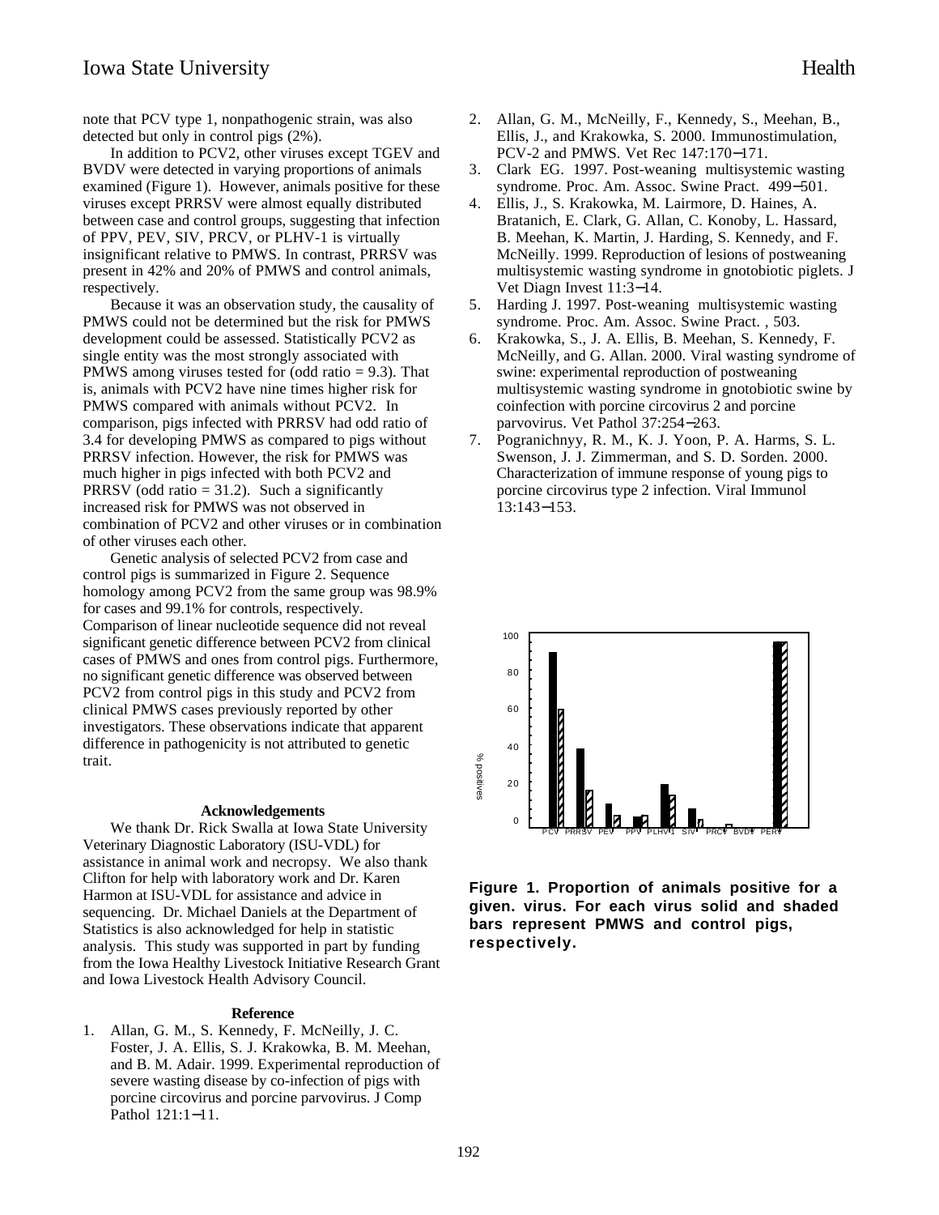note that PCV type 1, nonpathogenic strain, was also detected but only in control pigs (2%).

In addition to PCV2, other viruses except TGEV and BVDV were detected in varying proportions of animals examined (Figure 1). However, animals positive for these viruses except PRRSV were almost equally distributed between case and control groups, suggesting that infection of PPV, PEV, SIV, PRCV, or PLHV-1 is virtually insignificant relative to PMWS. In contrast, PRRSV was present in 42% and 20% of PMWS and control animals, respectively.

Because it was an observation study, the causality of PMWS could not be determined but the risk for PMWS development could be assessed. Statistically PCV2 as single entity was the most strongly associated with PMWS among viruses tested for (odd ratio = 9.3). That is, animals with PCV2 have nine times higher risk for PMWS compared with animals without PCV2. In comparison, pigs infected with PRRSV had odd ratio of 3.4 for developing PMWS as compared to pigs without PRRSV infection. However, the risk for PMWS was much higher in pigs infected with both PCV2 and PRRSV (odd ratio = 31.2). Such a significantly increased risk for PMWS was not observed in combination of PCV2 and other viruses or in combination of other viruses each other.

Genetic analysis of selected PCV2 from case and control pigs is summarized in Figure 2. Sequence homology among PCV2 from the same group was 98.9% for cases and 99.1% for controls, respectively. Comparison of linear nucleotide sequence did not reveal significant genetic difference between PCV2 from clinical cases of PMWS and ones from control pigs. Furthermore, no significant genetic difference was observed between PCV2 from control pigs in this study and PCV2 from clinical PMWS cases previously reported by other investigators. These observations indicate that apparent difference in pathogenicity is not attributed to genetic trait.

### Acknowledgements

We thank Dr. Rick Swalla at Iowa State University Veterinary Diagnostic Laboratory (ISU-VDL) for assistance in animal work and necropsy. We also thank Clifton for help with laboratory work and Dr. Karen Harmon at ISU-VDL for assistance and advice in sequencing. Dr. Michael Daniels at the Department of Statistics is also acknowledged for help in statistic analysis. This study was supported in part by funding from the Iowa Healthy Livestock Initiative Research Grant and Iowa Livestock Health Advisory Council.

### Reference

1. Allan, G. M., S. Kennedy, F. McNeilly, J. C. Foster, J. A. Ellis, S. J. Krakowka, B. M. Meehan, and B. M. Adair. 1999. Experimental reproduction of severe wasting disease by co-infection of pigs with porcine circovirus and porcine parvovirus. J Comp Pathol 121:1−11.
2. Allan, G. M., McNeilly, F., Kennedy, S., Meehan, B., Ellis, J., and Krakowka, S. 2000. Immunostimulation, PCV-2 and PMWS. Vet Rec 147:170−171.
3. Clark EG. 1997. Post-weaning multisystemic wasting syndrome. Proc. Am. Assoc. Swine Pract. 499−501.
4. Ellis, J., S. Krakowka, M. Lairmore, D. Haines, A. Bratanich, E. Clark, G. Allan, C. Konoby, L. Hassard, B. Meehan, K. Martin, J. Harding, S. Kennedy, and F. McNeilly. 1999. Reproduction of lesions of postweaning multisystemic wasting syndrome in gnotobiotic piglets. J Vet Diagn Invest 11:3−14.
5. Harding J. 1997. Post-weaning multisystemic wasting syndrome. Proc. Am. Assoc. Swine Pract. , 503.
6. Krakowka, S., J. A. Ellis, B. Meehan, S. Kennedy, F. McNeilly, and G. Allan. 2000. Viral wasting syndrome of swine: experimental reproduction of postweaning multisystemic wasting syndrome in gnotobiotic swine by coinfection with porcine circovirus 2 and porcine parvovirus. Vet Pathol 37:254−263.
7. Pogranichnyy, R. M., K. J. Yoon, P. A. Harms, S. L. Swenson, J. J. Zimmerman, and S. D. Sorden. 2000. Characterization of immune response of young pigs to porcine circovirus type 2 infection. Viral Immunol 13:143−153.

**Figure 1. Proportion of animals positive for a given. virus. For each virus solid and shaded bars represent PMWS and control pigs, respectively.**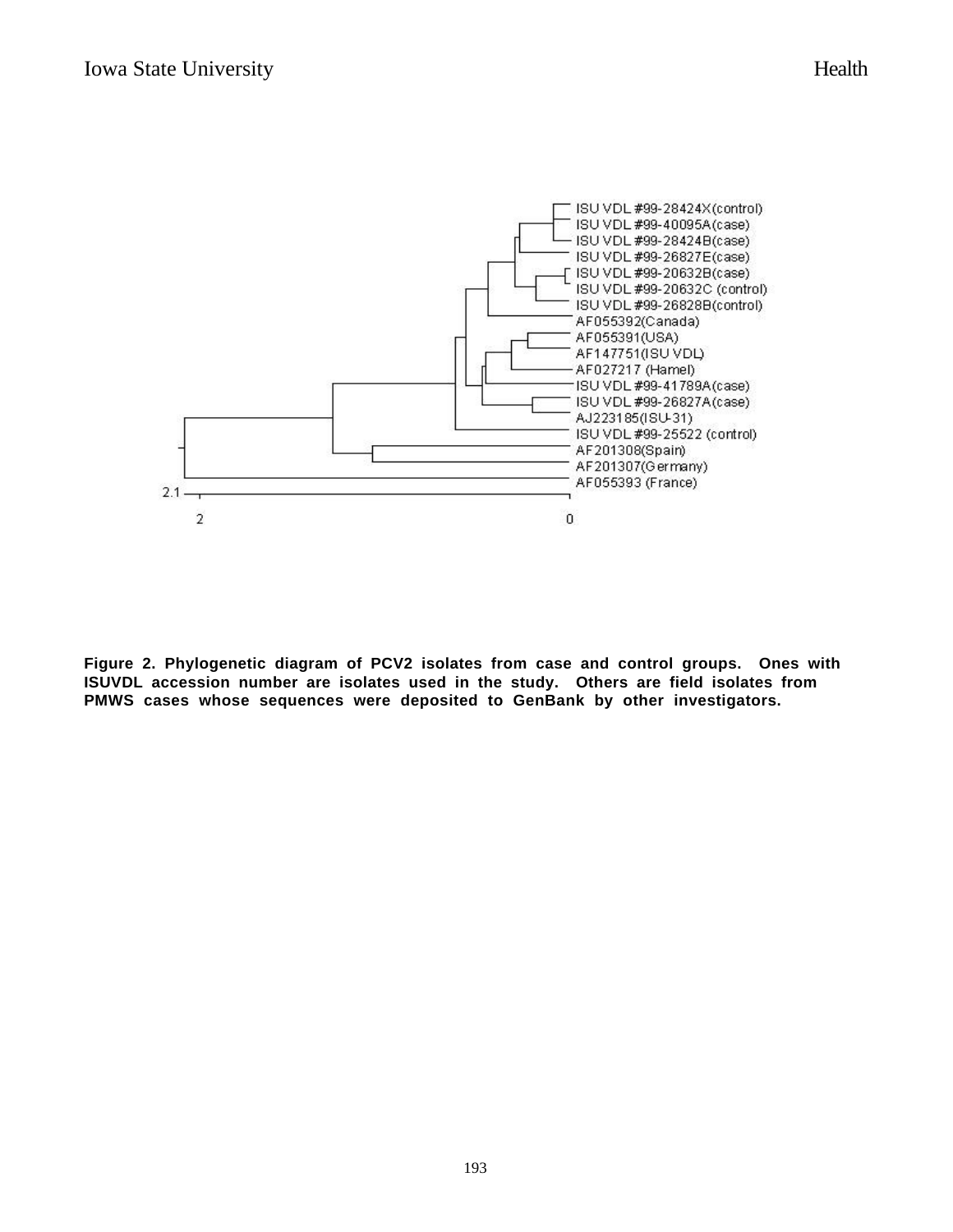ISU VDL #99-28424X(control)
ISU VDL #99-40095A(case)
ISU VDL #99-28424B(case)
ISU VDL #99-26827E(case)
ISU VDL #99-20632B(case)
ISU VDL #99-20632C (control)
ISU VDL #99-26828B(control)
AF055392(Canada)
AF055391(USA)
AF147751(ISU VDL)
AF027217 (Hamel)
ISU VDL #99-41789A(case)
ISU VDL #99-26827A(case)
AJ223185(ISU-31)
ISU VDL #99-25522 (control)
AF201308(Spain)
AF201307(Germany)
AF055393 (France)

2.1

2

0

**Figure 2. Phylogenetic diagram of PCV2 isolates from case and control groups. Ones with ISUVDL accession number are isolates used in the study. Others are field isolates from PMWS cases whose sequences were deposited to GenBank by other investigators.**